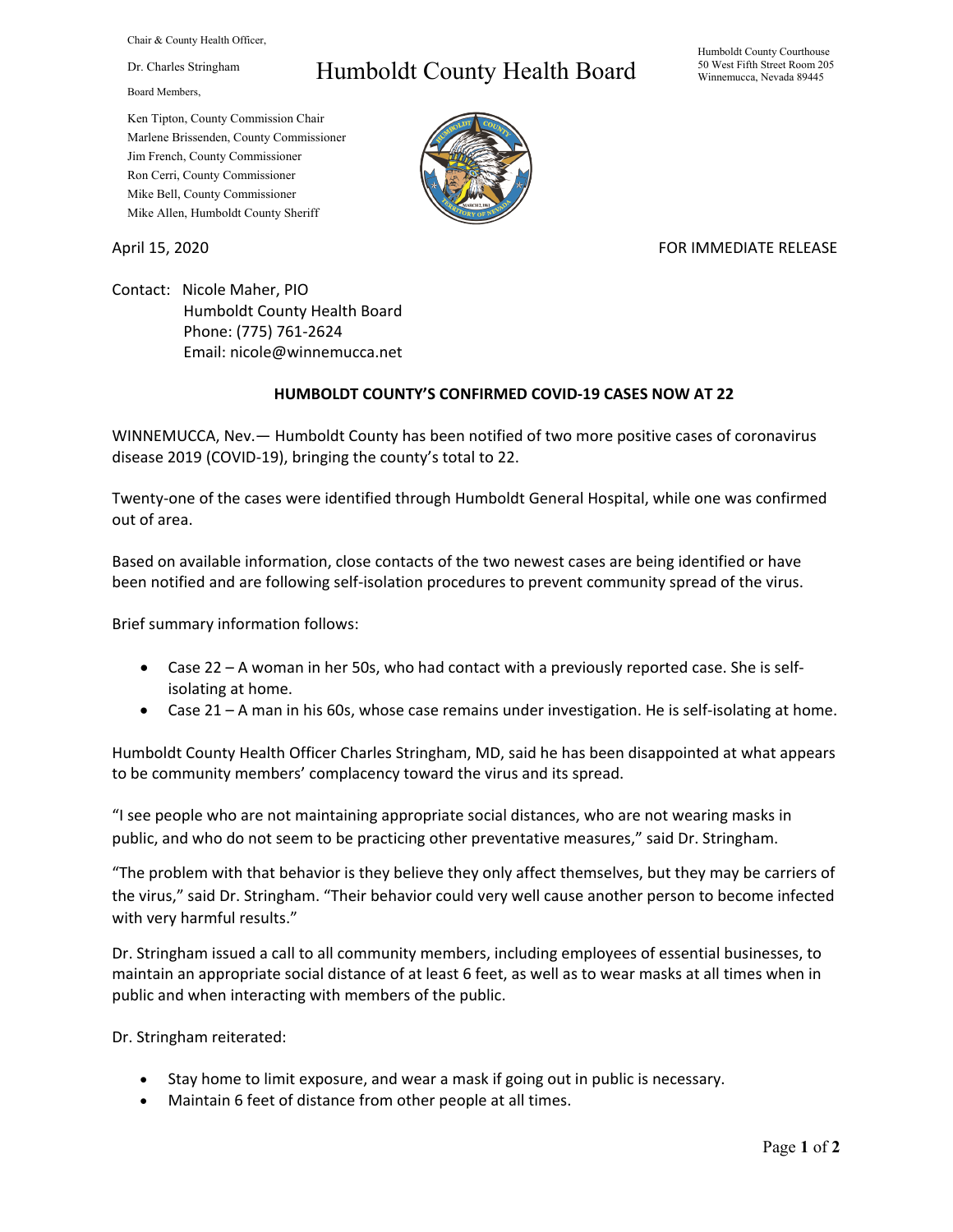Chair & County Health Officer,

Dr. Charles Stringham

Board Members,

Ken Tipton, County Commission Chair
Marlene Brissenden, County Commissioner
Jim French, County Commissioner
Ron Cerri, County Commissioner
Mike Bell, County Commissioner
Mike Allen, Humboldt County Sheriff

# Humboldt County Health Board

Humboldt County Courthouse
50 West Fifth Street Room 205
Winnemucca, Nevada 89445

April 15, 2020

FOR IMMEDIATE RELEASE

Contact: Nicole Maher, PIO
Humboldt County Health Board
Phone: (775) 761-2624
Email: nicole@winnemucca.net

**HUMBOLDT COUNTY'S CONFIRMED COVID-19 CASES NOW AT 22**

WINNEMUCCA, Nev.— Humboldt County has been notified of two more positive cases of coronavirus disease 2019 (COVID-19), bringing the county's total to 22.

Twenty-one of the cases were identified through Humboldt General Hospital, while one was confirmed out of area.

Based on available information, close contacts of the two newest cases are being identified or have been notified and are following self-isolation procedures to prevent community spread of the virus.

Brief summary information follows:

- Case 22 – A woman in her 50s, who had contact with a previously reported case. She is self-isolating at home.
- Case 21 – A man in his 60s, whose case remains under investigation. He is self-isolating at home.

Humboldt County Health Officer Charles Stringham, MD, said he has been disappointed at what appears to be community members' complacency toward the virus and its spread.

"I see people who are not maintaining appropriate social distances, who are not wearing masks in public, and who do not seem to be practicing other preventative measures," said Dr. Stringham.

"The problem with that behavior is they believe they only affect themselves, but they may be carriers of the virus," said Dr. Stringham. "Their behavior could very well cause another person to become infected with very harmful results."

Dr. Stringham issued a call to all community members, including employees of essential businesses, to maintain an appropriate social distance of at least 6 feet, as well as to wear masks at all times when in public and when interacting with members of the public.

Dr. Stringham reiterated:

- Stay home to limit exposure, and wear a mask if going out in public is necessary.
- Maintain 6 feet of distance from other people at all times.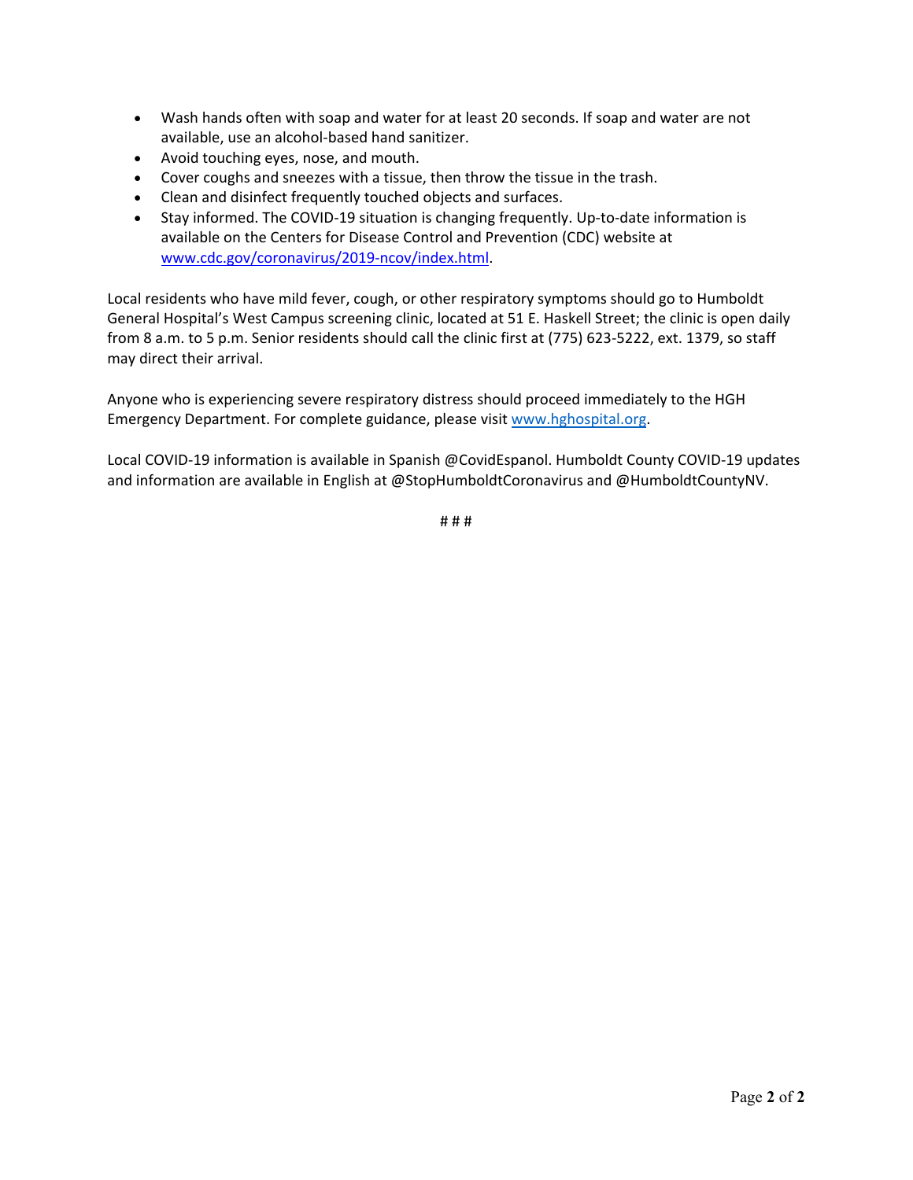- Wash hands often with soap and water for at least 20 seconds. If soap and water are not available, use an alcohol-based hand sanitizer.
- Avoid touching eyes, nose, and mouth.
- Cover coughs and sneezes with a tissue, then throw the tissue in the trash.
- Clean and disinfect frequently touched objects and surfaces.
- Stay informed. The COVID-19 situation is changing frequently. Up-to-date information is available on the Centers for Disease Control and Prevention (CDC) website at [www.cdc.gov/coronavirus/2019-ncov/index.html](http://www.cdc.gov/coronavirus/2019-ncov/index.html).

Local residents who have mild fever, cough, or other respiratory symptoms should go to Humboldt General Hospital's West Campus screening clinic, located at 51 E. Haskell Street; the clinic is open daily from 8 a.m. to 5 p.m. Senior residents should call the clinic first at (775) 623-5222, ext. 1379, so staff may direct their arrival.

Anyone who is experiencing severe respiratory distress should proceed immediately to the HGH Emergency Department. For complete guidance, please visit [www.hghospital.org](http://www.hghospital.org).

Local COVID-19 information is available in Spanish @CovidEspanol. Humboldt County COVID-19 updates and information are available in English at @StopHumboldtCoronavirus and @HumboldtCountyNV.

# # #